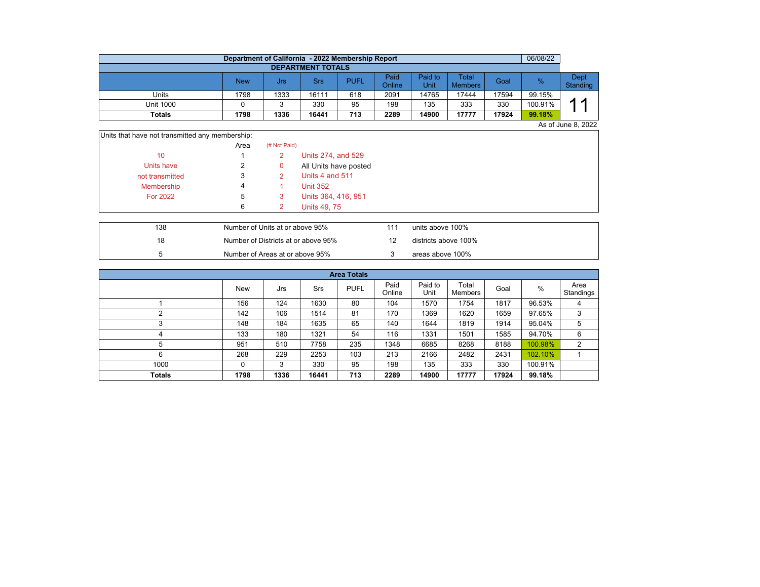# Department of California - 2022 Membership Report

06/08/22

## DEPARTMENT TOTALS

| | New | Jrs | Srs | PUFL | Paid Online | Paid to Unit | Total Members | Goal | % | Dept Standing |
|---|---|---|---|---|---|---|---|---|---|---|
| Units | 1798 | 1333 | 16111 | 618 | 2091 | 14765 | 17444 | 17594 | 99.15% | 11 |
| Unit 1000 | 0 | 3 | 330 | 95 | 198 | 135 | 333 | 330 | 100.91% | |
| **Totals** | **1798** | **1336** | **16441** | **713** | **2289** | **14900** | **17777** | **17924** | **99.18%** | |

As of June 8, 2022

Units that have not transmitted any membership:

| | Area | (# Not Paid) | |
|---|---|---|---|
| 10 | 1 | 2 | Units 274, and 529 |
| Units have | 2 | 0 | All Units have posted |
| not transmitted | 3 | 2 | Units 4 and 511 |
| Membership | 4 | 1 | Unit 352 |
| For 2022 | 5 | 3 | Units 364, 416, 951 |
| | 6 | 2 | Units 49, 75 |

| | | | |
|---|---|---|---|
| 138 | Number of Units at or above 95% | 111 | units above 100% |
| 18 | Number of Districts at or above 95% | 12 | districts above 100% |
| 5 | Number of Areas at or above 95% | 3 | areas above 100% |

## Area Totals

| | New | Jrs | Srs | PUFL | Paid Online | Paid to Unit | Total Members | Goal | % | Area Standings |
|---|---|---|---|---|---|---|---|---|---|---|
| 1 | 156 | 124 | 1630 | 80 | 104 | 1570 | 1754 | 1817 | 96.53% | 4 |
| 2 | 142 | 106 | 1514 | 81 | 170 | 1369 | 1620 | 1659 | 97.65% | 3 |
| 3 | 148 | 184 | 1635 | 65 | 140 | 1644 | 1819 | 1914 | 95.04% | 5 |
| 4 | 133 | 180 | 1321 | 54 | 116 | 1331 | 1501 | 1585 | 94.70% | 6 |
| 5 | 951 | 510 | 7758 | 235 | 1348 | 6685 | 8268 | 8188 | 100.98% | 2 |
| 6 | 268 | 229 | 2253 | 103 | 213 | 2166 | 2482 | 2431 | 102.10% | 1 |
| 1000 | 0 | 3 | 330 | 95 | 198 | 135 | 333 | 330 | 100.91% | |
| **Totals** | **1798** | **1336** | **16441** | **713** | **2289** | **14900** | **17777** | **17924** | **99.18%** | |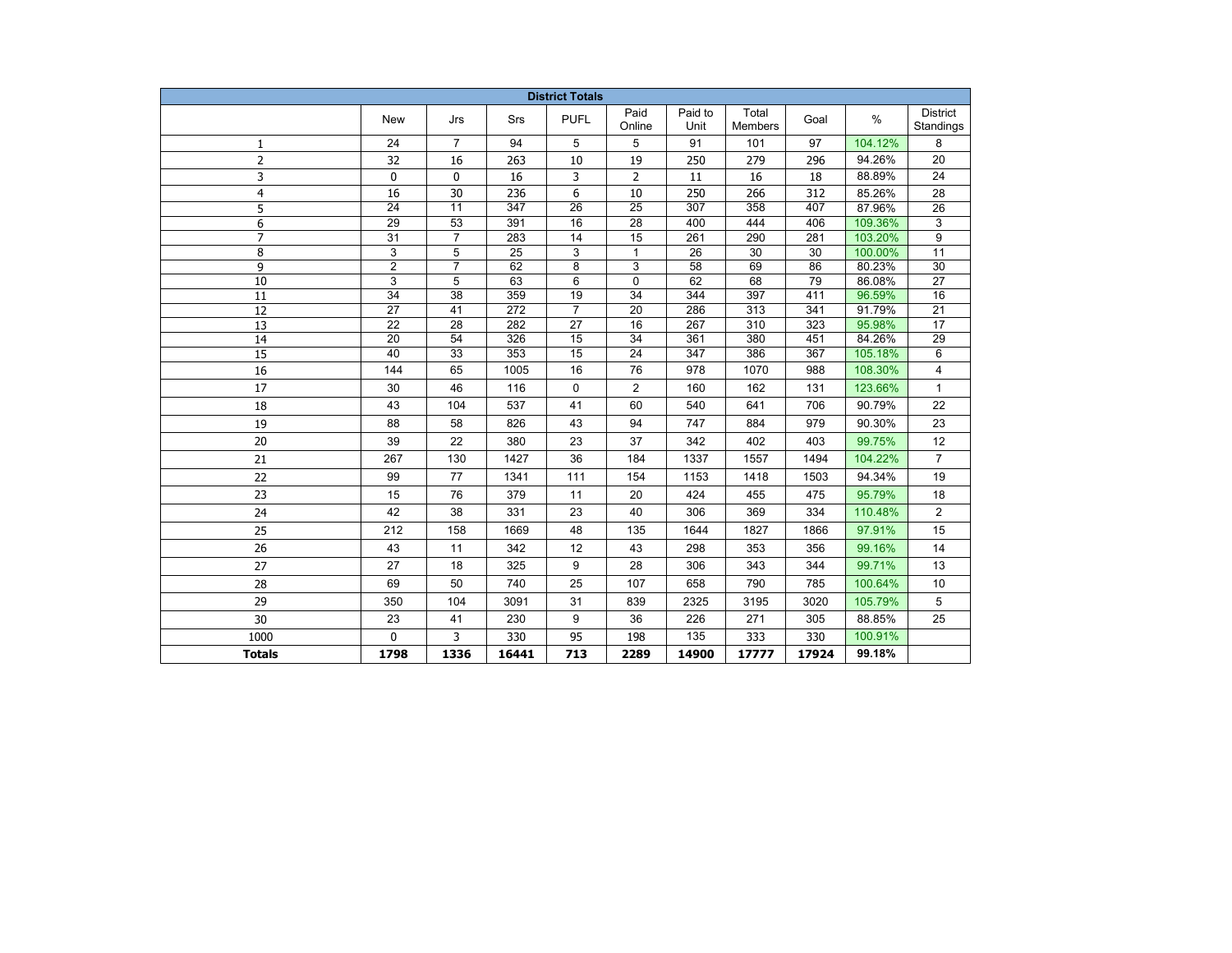| District Totals | | | | | | | | | | |
|---|---|---|---|---|---|---|---|---|---|---|
| | New | Jrs | Srs | PUFL | Paid Online | Paid to Unit | Total Members | Goal | % | District Standings |
| 1 | 24 | 7 | 94 | 5 | 5 | 91 | 101 | 97 | 104.12% | 8 |
| 2 | 32 | 16 | 263 | 10 | 19 | 250 | 279 | 296 | 94.26% | 20 |
| 3 | 0 | 0 | 16 | 3 | 2 | 11 | 16 | 18 | 88.89% | 24 |
| 4 | 16 | 30 | 236 | 6 | 10 | 250 | 266 | 312 | 85.26% | 28 |
| 5 | 24 | 11 | 347 | 26 | 25 | 307 | 358 | 407 | 87.96% | 26 |
| 6 | 29 | 53 | 391 | 16 | 28 | 400 | 444 | 406 | 109.36% | 3 |
| 7 | 31 | 7 | 283 | 14 | 15 | 261 | 290 | 281 | 103.20% | 9 |
| 8 | 3 | 5 | 25 | 3 | 1 | 26 | 30 | 30 | 100.00% | 11 |
| 9 | 2 | 7 | 62 | 8 | 3 | 58 | 69 | 86 | 80.23% | 30 |
| 10 | 3 | 5 | 63 | 6 | 0 | 62 | 68 | 79 | 86.08% | 27 |
| 11 | 34 | 38 | 359 | 19 | 34 | 344 | 397 | 411 | 96.59% | 16 |
| 12 | 27 | 41 | 272 | 7 | 20 | 286 | 313 | 341 | 91.79% | 21 |
| 13 | 22 | 28 | 282 | 27 | 16 | 267 | 310 | 323 | 95.98% | 17 |
| 14 | 20 | 54 | 326 | 15 | 34 | 361 | 380 | 451 | 84.26% | 29 |
| 15 | 40 | 33 | 353 | 15 | 24 | 347 | 386 | 367 | 105.18% | 6 |
| 16 | 144 | 65 | 1005 | 16 | 76 | 978 | 1070 | 988 | 108.30% | 4 |
| 17 | 30 | 46 | 116 | 0 | 2 | 160 | 162 | 131 | 123.66% | 1 |
| 18 | 43 | 104 | 537 | 41 | 60 | 540 | 641 | 706 | 90.79% | 22 |
| 19 | 88 | 58 | 826 | 43 | 94 | 747 | 884 | 979 | 90.30% | 23 |
| 20 | 39 | 22 | 380 | 23 | 37 | 342 | 402 | 403 | 99.75% | 12 |
| 21 | 267 | 130 | 1427 | 36 | 184 | 1337 | 1557 | 1494 | 104.22% | 7 |
| 22 | 99 | 77 | 1341 | 111 | 154 | 1153 | 1418 | 1503 | 94.34% | 19 |
| 23 | 15 | 76 | 379 | 11 | 20 | 424 | 455 | 475 | 95.79% | 18 |
| 24 | 42 | 38 | 331 | 23 | 40 | 306 | 369 | 334 | 110.48% | 2 |
| 25 | 212 | 158 | 1669 | 48 | 135 | 1644 | 1827 | 1866 | 97.91% | 15 |
| 26 | 43 | 11 | 342 | 12 | 43 | 298 | 353 | 356 | 99.16% | 14 |
| 27 | 27 | 18 | 325 | 9 | 28 | 306 | 343 | 344 | 99.71% | 13 |
| 28 | 69 | 50 | 740 | 25 | 107 | 658 | 790 | 785 | 100.64% | 10 |
| 29 | 350 | 104 | 3091 | 31 | 839 | 2325 | 3195 | 3020 | 105.79% | 5 |
| 30 | 23 | 41 | 230 | 9 | 36 | 226 | 271 | 305 | 88.85% | 25 |
| 1000 | 0 | 3 | 330 | 95 | 198 | 135 | 333 | 330 | 100.91% | |
| **Totals** | **1798** | **1336** | **16441** | **713** | **2289** | **14900** | **17777** | **17924** | **99.18%** | |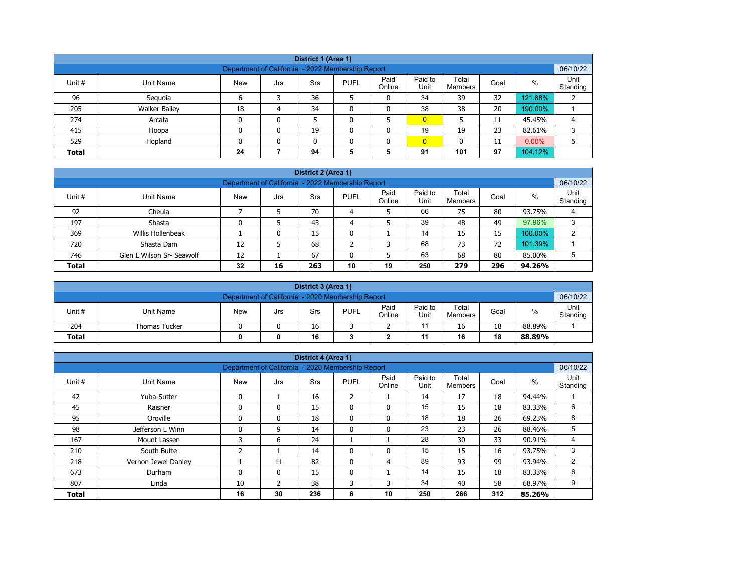| District 1 (Area 1) | | | | | | | | | | | |
|---|---|---|---|---|---|---|---|---|---|---|---|
| Department of California - 2022 Membership Report | | | | | | | | | | | 06/10/22 |
| Unit # | Unit Name | New | Jrs | Srs | PUFL | Paid Online | Paid to Unit | Total Members | Goal | % | Unit Standing |
| 96 | Sequoia | 6 | 3 | 36 | 5 | 0 | 34 | 39 | 32 | 121.88% | 2 |
| 205 | Walker Bailey | 18 | 4 | 34 | 0 | 0 | 38 | 38 | 20 | 190.00% | 1 |
| 274 | Arcata | 0 | 0 | 5 | 0 | 5 | 0 | 5 | 11 | 45.45% | 4 |
| 415 | Hoopa | 0 | 0 | 19 | 0 | 0 | 19 | 19 | 23 | 82.61% | 3 |
| 529 | Hopland | 0 | 0 | 0 | 0 | 0 | 0 | 0 | 11 | 0.00% | 5 |
| **Total** | | **24** | **7** | **94** | **5** | **5** | **91** | **101** | **97** | 104.12% | |

| District 2 (Area 1) | | | | | | | | | | | |
|---|---|---|---|---|---|---|---|---|---|---|---|
| Department of California - 2022 Membership Report | | | | | | | | | | | 06/10/22 |
| Unit # | Unit Name | New | Jrs | Srs | PUFL | Paid Online | Paid to Unit | Total Members | Goal | % | Unit Standing |
| 92 | Cheula | 7 | 5 | 70 | 4 | 5 | 66 | 75 | 80 | 93.75% | 4 |
| 197 | Shasta | 0 | 5 | 43 | 4 | 5 | 39 | 48 | 49 | 97.96% | 3 |
| 369 | Willis Hollenbeak | 1 | 0 | 15 | 0 | 1 | 14 | 15 | 15 | 100.00% | 2 |
| 720 | Shasta Dam | 12 | 5 | 68 | 2 | 3 | 68 | 73 | 72 | 101.39% | 1 |
| 746 | Glen L Wilson Sr- Seawolf | 12 | 1 | 67 | 0 | 5 | 63 | 68 | 80 | 85.00% | 5 |
| **Total** | | **32** | **16** | **263** | **10** | **19** | **250** | **279** | **296** | **94.26%** | |

| District 3 (Area 1) | | | | | | | | | | | |
|---|---|---|---|---|---|---|---|---|---|---|---|
| Department of California - 2020 Membership Report | | | | | | | | | | | 06/10/22 |
| Unit # | Unit Name | New | Jrs | Srs | PUFL | Paid Online | Paid to Unit | Total Members | Goal | % | Unit Standing |
| 204 | Thomas Tucker | 0 | 0 | 16 | 3 | 2 | 11 | 16 | 18 | 88.89% | 1 |
| **Total** | | **0** | **0** | **16** | **3** | **2** | **11** | **16** | **18** | **88.89%** | |

| District 4 (Area 1) | | | | | | | | | | | |
|---|---|---|---|---|---|---|---|---|---|---|---|
| Department of California - 2020 Membership Report | | | | | | | | | | | 06/10/22 |
| Unit # | Unit Name | New | Jrs | Srs | PUFL | Paid Online | Paid to Unit | Total Members | Goal | % | Unit Standing |
| 42 | Yuba-Sutter | 0 | 1 | 16 | 2 | 1 | 14 | 17 | 18 | 94.44% | 1 |
| 45 | Raisner | 0 | 0 | 15 | 0 | 0 | 15 | 15 | 18 | 83.33% | 6 |
| 95 | Oroville | 0 | 0 | 18 | 0 | 0 | 18 | 18 | 26 | 69.23% | 8 |
| 98 | Jefferson L Winn | 0 | 9 | 14 | 0 | 0 | 23 | 23 | 26 | 88.46% | 5 |
| 167 | Mount Lassen | 3 | 6 | 24 | 1 | 1 | 28 | 30 | 33 | 90.91% | 4 |
| 210 | South Butte | 2 | 1 | 14 | 0 | 0 | 15 | 15 | 16 | 93.75% | 3 |
| 218 | Vernon Jewel Danley | 1 | 11 | 82 | 0 | 4 | 89 | 93 | 99 | 93.94% | 2 |
| 673 | Durham | 0 | 0 | 15 | 0 | 1 | 14 | 15 | 18 | 83.33% | 6 |
| 807 | Linda | 10 | 2 | 38 | 3 | 3 | 34 | 40 | 58 | 68.97% | 9 |
| **Total** | | **16** | **30** | **236** | **6** | **10** | **250** | **266** | **312** | **85.26%** | |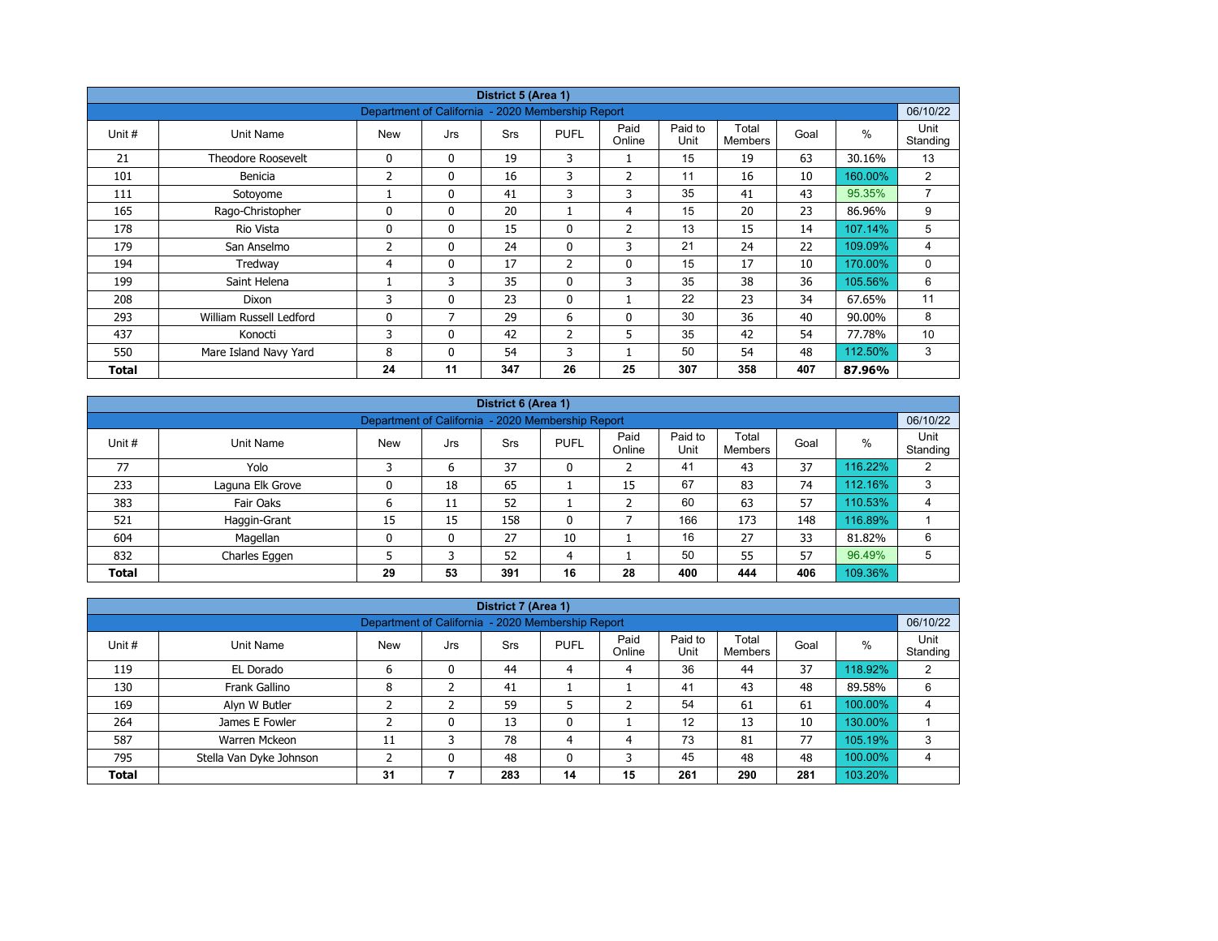| District 5 (Area 1) | | | | | | | | | | | |
|---|---|---|---|---|---|---|---|---|---|---|---|
| Department of California - 2020 Membership Report | | | | | | | | | | | 06/10/22 |
| Unit # | Unit Name | New | Jrs | Srs | PUFL | Paid Online | Paid to Unit | Total Members | Goal | % | Unit Standing |
| 21 | Theodore Roosevelt | 0 | 0 | 19 | 3 | 1 | 15 | 19 | 63 | 30.16% | 13 |
| 101 | Benicia | 2 | 0 | 16 | 3 | 2 | 11 | 16 | 10 | 160.00% | 2 |
| 111 | Sotoyome | 1 | 0 | 41 | 3 | 3 | 35 | 41 | 43 | 95.35% | 7 |
| 165 | Rago-Christopher | 0 | 0 | 20 | 1 | 4 | 15 | 20 | 23 | 86.96% | 9 |
| 178 | Rio Vista | 0 | 0 | 15 | 0 | 2 | 13 | 15 | 14 | 107.14% | 5 |
| 179 | San Anselmo | 2 | 0 | 24 | 0 | 3 | 21 | 24 | 22 | 109.09% | 4 |
| 194 | Tredway | 4 | 0 | 17 | 2 | 0 | 15 | 17 | 10 | 170.00% | 0 |
| 199 | Saint Helena | 1 | 3 | 35 | 0 | 3 | 35 | 38 | 36 | 105.56% | 6 |
| 208 | Dixon | 3 | 0 | 23 | 0 | 1 | 22 | 23 | 34 | 67.65% | 11 |
| 293 | William Russell Ledford | 0 | 7 | 29 | 6 | 0 | 30 | 36 | 40 | 90.00% | 8 |
| 437 | Konocti | 3 | 0 | 42 | 2 | 5 | 35 | 42 | 54 | 77.78% | 10 |
| 550 | Mare Island Navy Yard | 8 | 0 | 54 | 3 | 1 | 50 | 54 | 48 | 112.50% | 3 |
| **Total** | | **24** | **11** | **347** | **26** | **25** | **307** | **358** | **407** | **87.96%** | |

| District 6 (Area 1) | | | | | | | | | | | |
|---|---|---|---|---|---|---|---|---|---|---|---|
| Department of California - 2020 Membership Report | | | | | | | | | | | 06/10/22 |
| Unit # | Unit Name | New | Jrs | Srs | PUFL | Paid Online | Paid to Unit | Total Members | Goal | % | Unit Standing |
| 77 | Yolo | 3 | 6 | 37 | 0 | 2 | 41 | 43 | 37 | 116.22% | 2 |
| 233 | Laguna Elk Grove | 0 | 18 | 65 | 1 | 15 | 67 | 83 | 74 | 112.16% | 3 |
| 383 | Fair Oaks | 6 | 11 | 52 | 1 | 2 | 60 | 63 | 57 | 110.53% | 4 |
| 521 | Haggin-Grant | 15 | 15 | 158 | 0 | 7 | 166 | 173 | 148 | 116.89% | 1 |
| 604 | Magellan | 0 | 0 | 27 | 10 | 1 | 16 | 27 | 33 | 81.82% | 6 |
| 832 | Charles Eggen | 5 | 3 | 52 | 4 | 1 | 50 | 55 | 57 | 96.49% | 5 |
| **Total** | | **29** | **53** | **391** | **16** | **28** | **400** | **444** | **406** | 109.36% | |

| District 7 (Area 1) | | | | | | | | | | | |
|---|---|---|---|---|---|---|---|---|---|---|---|
| Department of California - 2020 Membership Report | | | | | | | | | | | 06/10/22 |
| Unit # | Unit Name | New | Jrs | Srs | PUFL | Paid Online | Paid to Unit | Total Members | Goal | % | Unit Standing |
| 119 | EL Dorado | 6 | 0 | 44 | 4 | 4 | 36 | 44 | 37 | 118.92% | 2 |
| 130 | Frank Gallino | 8 | 2 | 41 | 1 | 1 | 41 | 43 | 48 | 89.58% | 6 |
| 169 | Alyn W Butler | 2 | 2 | 59 | 5 | 2 | 54 | 61 | 61 | 100.00% | 4 |
| 264 | James E Fowler | 2 | 0 | 13 | 0 | 1 | 12 | 13 | 10 | 130.00% | 1 |
| 587 | Warren Mckeon | 11 | 3 | 78 | 4 | 4 | 73 | 81 | 77 | 105.19% | 3 |
| 795 | Stella Van Dyke Johnson | 2 | 0 | 48 | 0 | 3 | 45 | 48 | 48 | 100.00% | 4 |
| **Total** | | **31** | **7** | **283** | **14** | **15** | **261** | **290** | **281** | 103.20% | |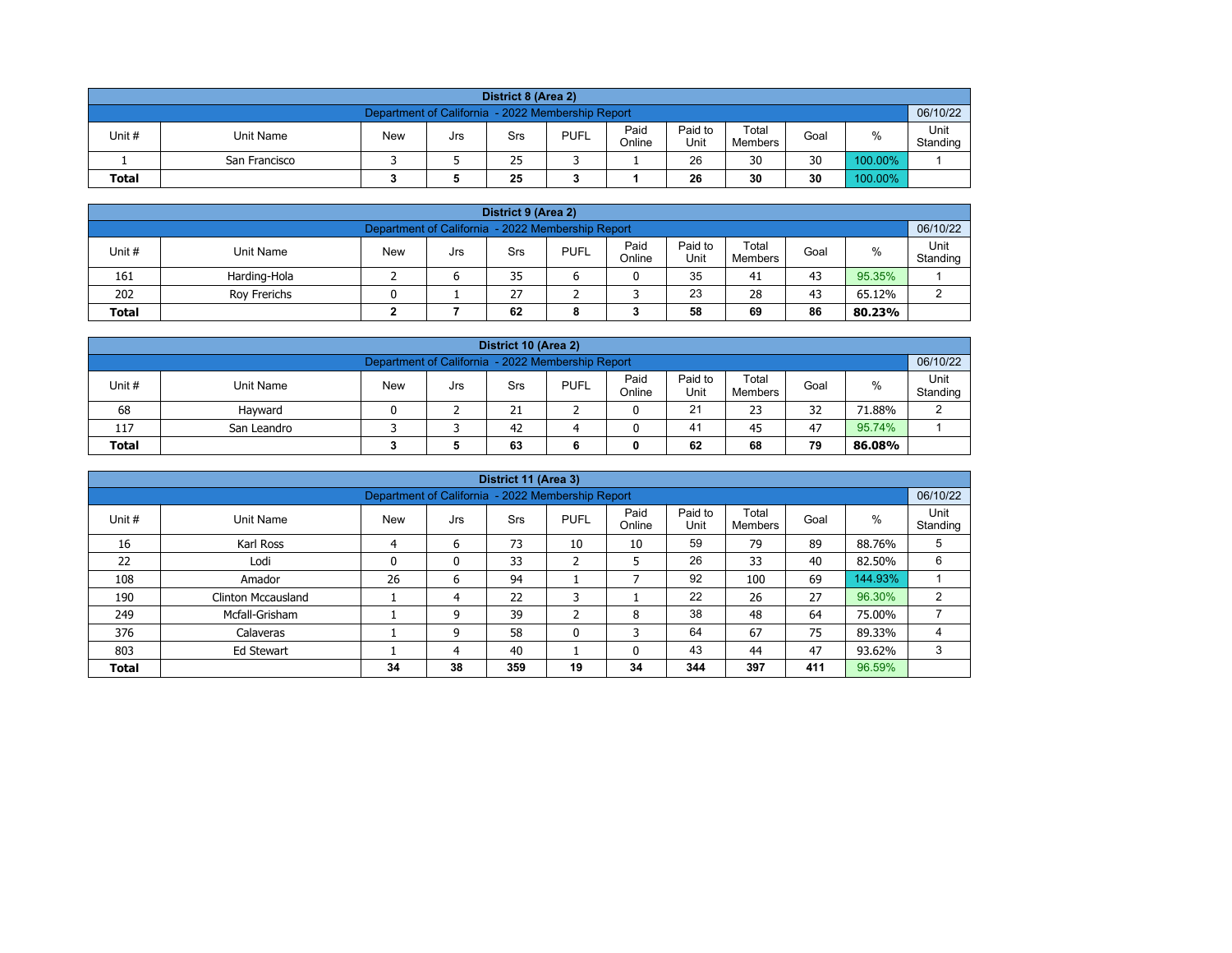| District 8 (Area 2) | | | | | | | | | | |
|---|---|---|---|---|---|---|---|---|---|---|
| Department of California - 2022 Membership Report | | | | | | | | | | 06/10/22 |
| Unit # | Unit Name | New | Jrs | Srs | PUFL | Paid Online | Paid to Unit | Total Members | Goal | % | Unit Standing |
| 1 | San Francisco | 3 | 5 | 25 | 3 | 1 | 26 | 30 | 30 | 100.00% | 1 |
| **Total** | | **3** | **5** | **25** | **3** | **1** | **26** | **30** | **30** | 100.00% | |

| District 9 (Area 2) | | | | | | | | | | | |
|---|---|---|---|---|---|---|---|---|---|---|---|
| Department of California - 2022 Membership Report | | | | | | | | | | | 06/10/22 |
| Unit # | Unit Name | New | Jrs | Srs | PUFL | Paid Online | Paid to Unit | Total Members | Goal | % | Unit Standing |
| 161 | Harding-Hola | 2 | 6 | 35 | 6 | 0 | 35 | 41 | 43 | 95.35% | 1 |
| 202 | Roy Frerichs | 0 | 1 | 27 | 2 | 3 | 23 | 28 | 43 | 65.12% | 2 |
| **Total** | | **2** | **7** | **62** | **8** | **3** | **58** | **69** | **86** | **80.23%** | |

| District 10 (Area 2) | | | | | | | | | | | |
|---|---|---|---|---|---|---|---|---|---|---|---|
| Department of California - 2022 Membership Report | | | | | | | | | | | 06/10/22 |
| Unit # | Unit Name | New | Jrs | Srs | PUFL | Paid Online | Paid to Unit | Total Members | Goal | % | Unit Standing |
| 68 | Hayward | 0 | 2 | 21 | 2 | 0 | 21 | 23 | 32 | 71.88% | 2 |
| 117 | San Leandro | 3 | 3 | 42 | 4 | 0 | 41 | 45 | 47 | 95.74% | 1 |
| **Total** | | **3** | **5** | **63** | **6** | **0** | **62** | **68** | **79** | **86.08%** | |

| District 11 (Area 3) | | | | | | | | | | | |
|---|---|---|---|---|---|---|---|---|---|---|---|
| Department of California - 2022 Membership Report | | | | | | | | | | | 06/10/22 |
| Unit # | Unit Name | New | Jrs | Srs | PUFL | Paid Online | Paid to Unit | Total Members | Goal | % | Unit Standing |
| 16 | Karl Ross | 4 | 6 | 73 | 10 | 10 | 59 | 79 | 89 | 88.76% | 5 |
| 22 | Lodi | 0 | 0 | 33 | 2 | 5 | 26 | 33 | 40 | 82.50% | 6 |
| 108 | Amador | 26 | 6 | 94 | 1 | 7 | 92 | 100 | 69 | 144.93% | 1 |
| 190 | Clinton Mccausland | 1 | 4 | 22 | 3 | 1 | 22 | 26 | 27 | 96.30% | 2 |
| 249 | Mcfall-Grisham | 1 | 9 | 39 | 2 | 8 | 38 | 48 | 64 | 75.00% | 7 |
| 376 | Calaveras | 1 | 9 | 58 | 0 | 3 | 64 | 67 | 75 | 89.33% | 4 |
| 803 | Ed Stewart | 1 | 4 | 40 | 1 | 0 | 43 | 44 | 47 | 93.62% | 3 |
| **Total** | | **34** | **38** | **359** | **19** | **34** | **344** | **397** | **411** | 96.59% | |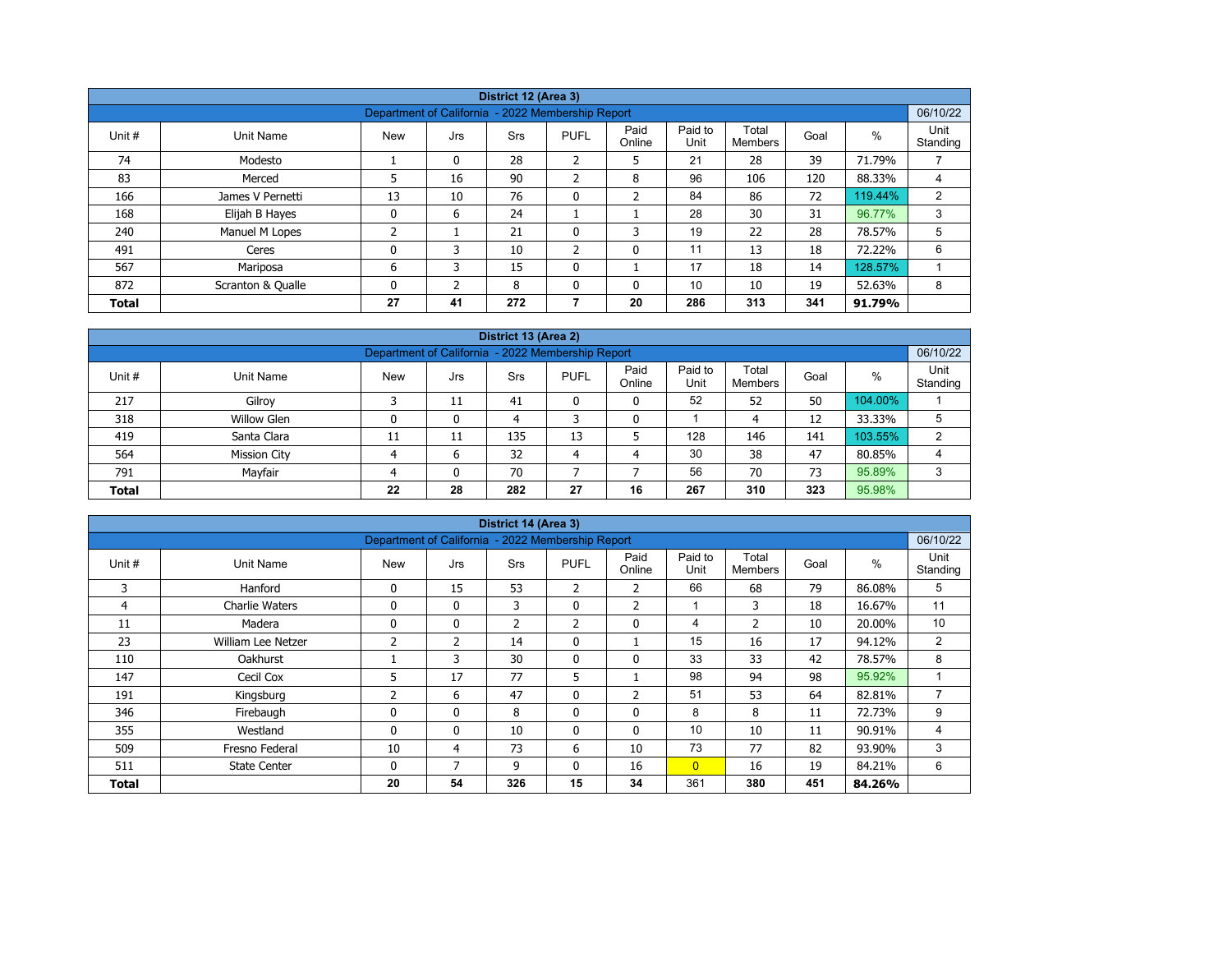| District 12 (Area 3) | | | | | | | | | | | |
|---|---|---|---|---|---|---|---|---|---|---|---|
| Department of California - 2022 Membership Report | | | | | | | | | | | 06/10/22 |
| Unit # | Unit Name | New | Jrs | Srs | PUFL | Paid Online | Paid to Unit | Total Members | Goal | % | Unit Standing |
| 74 | Modesto | 1 | 0 | 28 | 2 | 5 | 21 | 28 | 39 | 71.79% | 7 |
| 83 | Merced | 5 | 16 | 90 | 2 | 8 | 96 | 106 | 120 | 88.33% | 4 |
| 166 | James V Pernetti | 13 | 10 | 76 | 0 | 2 | 84 | 86 | 72 | 119.44% | 2 |
| 168 | Elijah B Hayes | 0 | 6 | 24 | 1 | 1 | 28 | 30 | 31 | 96.77% | 3 |
| 240 | Manuel M Lopes | 2 | 1 | 21 | 0 | 3 | 19 | 22 | 28 | 78.57% | 5 |
| 491 | Ceres | 0 | 3 | 10 | 2 | 0 | 11 | 13 | 18 | 72.22% | 6 |
| 567 | Mariposa | 6 | 3 | 15 | 0 | 1 | 17 | 18 | 14 | 128.57% | 1 |
| 872 | Scranton & Qualle | 0 | 2 | 8 | 0 | 0 | 10 | 10 | 19 | 52.63% | 8 |
| **Total** | | **27** | **41** | **272** | **7** | **20** | **286** | **313** | **341** | **91.79%** | |

| District 13 (Area 2) | | | | | | | | | | | |
|---|---|---|---|---|---|---|---|---|---|---|---|
| Department of California - 2022 Membership Report | | | | | | | | | | | 06/10/22 |
| Unit # | Unit Name | New | Jrs | Srs | PUFL | Paid Online | Paid to Unit | Total Members | Goal | % | Unit Standing |
| 217 | Gilroy | 3 | 11 | 41 | 0 | 0 | 52 | 52 | 50 | 104.00% | 1 |
| 318 | Willow Glen | 0 | 0 | 4 | 3 | 0 | 1 | 4 | 12 | 33.33% | 5 |
| 419 | Santa Clara | 11 | 11 | 135 | 13 | 5 | 128 | 146 | 141 | 103.55% | 2 |
| 564 | Mission City | 4 | 6 | 32 | 4 | 4 | 30 | 38 | 47 | 80.85% | 4 |
| 791 | Mayfair | 4 | 0 | 70 | 7 | 7 | 56 | 70 | 73 | 95.89% | 3 |
| **Total** | | **22** | **28** | **282** | **27** | **16** | **267** | **310** | **323** | **95.98%** | |

| District 14 (Area 3) | | | | | | | | | | | |
|---|---|---|---|---|---|---|---|---|---|---|---|
| Department of California - 2022 Membership Report | | | | | | | | | | | 06/10/22 |
| Unit # | Unit Name | New | Jrs | Srs | PUFL | Paid Online | Paid to Unit | Total Members | Goal | % | Unit Standing |
| 3 | Hanford | 0 | 15 | 53 | 2 | 2 | 66 | 68 | 79 | 86.08% | 5 |
| 4 | Charlie Waters | 0 | 0 | 3 | 0 | 2 | 1 | 3 | 18 | 16.67% | 11 |
| 11 | Madera | 0 | 0 | 2 | 2 | 0 | 4 | 2 | 10 | 20.00% | 10 |
| 23 | William Lee Netzer | 2 | 2 | 14 | 0 | 1 | 15 | 16 | 17 | 94.12% | 2 |
| 110 | Oakhurst | 1 | 3 | 30 | 0 | 0 | 33 | 33 | 42 | 78.57% | 8 |
| 147 | Cecil Cox | 5 | 17 | 77 | 5 | 1 | 98 | 94 | 98 | 95.92% | 1 |
| 191 | Kingsburg | 2 | 6 | 47 | 0 | 2 | 51 | 53 | 64 | 82.81% | 7 |
| 346 | Firebaugh | 0 | 0 | 8 | 0 | 0 | 8 | 8 | 11 | 72.73% | 9 |
| 355 | Westland | 0 | 0 | 10 | 0 | 0 | 10 | 10 | 11 | 90.91% | 4 |
| 509 | Fresno Federal | 10 | 4 | 73 | 6 | 10 | 73 | 77 | 82 | 93.90% | 3 |
| 511 | State Center | 0 | 7 | 9 | 0 | 16 | 0 | 16 | 19 | 84.21% | 6 |
| **Total** | | **20** | **54** | **326** | **15** | **34** | 361 | **380** | **451** | **84.26%** | |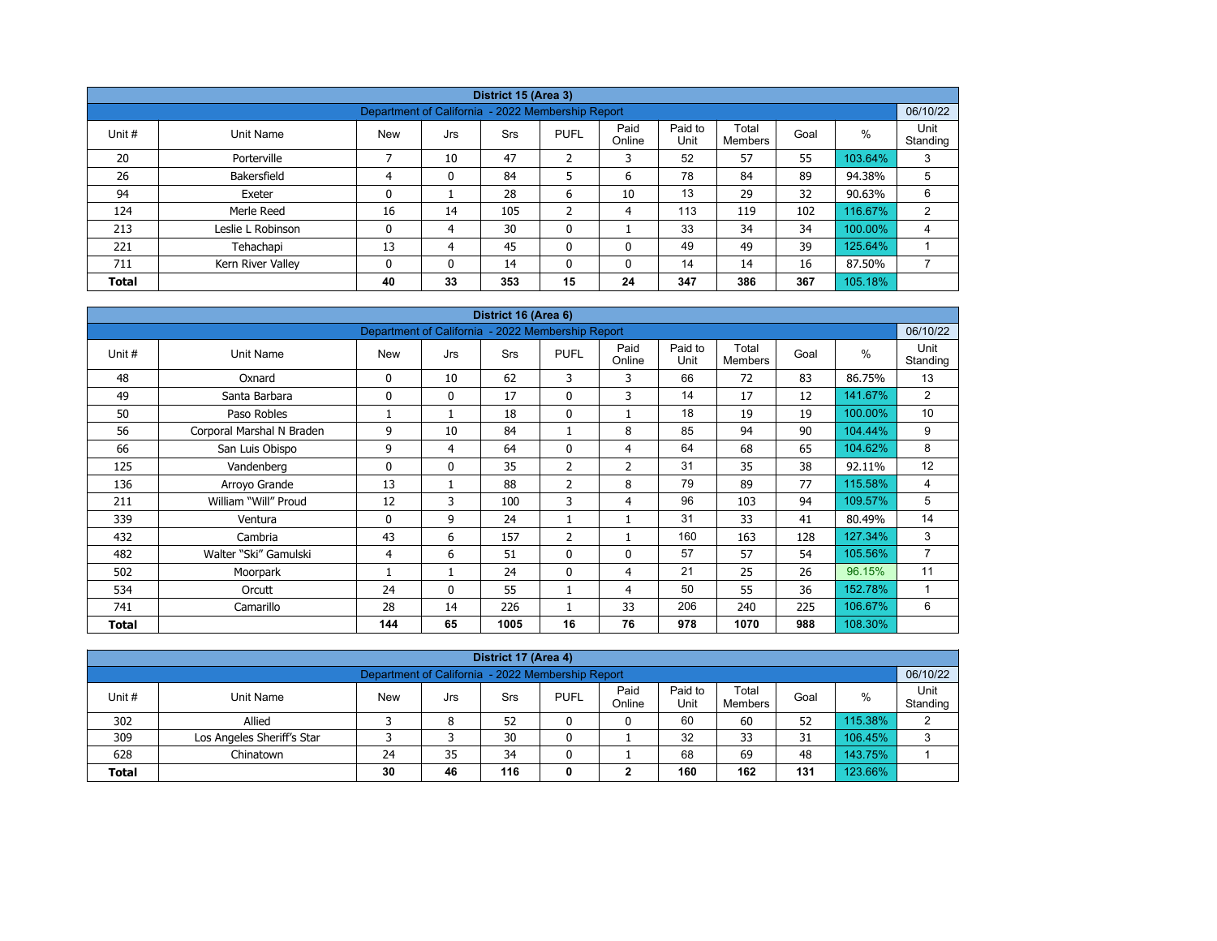| District 15 (Area 3) | | | | | | | | | | | |
|---|---|---|---|---|---|---|---|---|---|---|---|
| Department of California - 2022 Membership Report | | | | | | | | | | | 06/10/22 |
| Unit # | Unit Name | New | Jrs | Srs | PUFL | Paid Online | Paid to Unit | Total Members | Goal | % | Unit Standing |
| 20 | Porterville | 7 | 10 | 47 | 2 | 3 | 52 | 57 | 55 | 103.64% | 3 |
| 26 | Bakersfield | 4 | 0 | 84 | 5 | 6 | 78 | 84 | 89 | 94.38% | 5 |
| 94 | Exeter | 0 | 1 | 28 | 6 | 10 | 13 | 29 | 32 | 90.63% | 6 |
| 124 | Merle Reed | 16 | 14 | 105 | 2 | 4 | 113 | 119 | 102 | 116.67% | 2 |
| 213 | Leslie L Robinson | 0 | 4 | 30 | 0 | 1 | 33 | 34 | 34 | 100.00% | 4 |
| 221 | Tehachapi | 13 | 4 | 45 | 0 | 0 | 49 | 49 | 39 | 125.64% | 1 |
| 711 | Kern River Valley | 0 | 0 | 14 | 0 | 0 | 14 | 14 | 16 | 87.50% | 7 |
| **Total** | | **40** | **33** | **353** | **15** | **24** | **347** | **386** | **367** | 105.18% | |

| District 16 (Area 6) | | | | | | | | | | | |
|---|---|---|---|---|---|---|---|---|---|---|---|
| Department of California - 2022 Membership Report | | | | | | | | | | | 06/10/22 |
| Unit # | Unit Name | New | Jrs | Srs | PUFL | Paid Online | Paid to Unit | Total Members | Goal | % | Unit Standing |
| 48 | Oxnard | 0 | 10 | 62 | 3 | 3 | 66 | 72 | 83 | 86.75% | 13 |
| 49 | Santa Barbara | 0 | 0 | 17 | 0 | 3 | 14 | 17 | 12 | 141.67% | 2 |
| 50 | Paso Robles | 1 | 1 | 18 | 0 | 1 | 18 | 19 | 19 | 100.00% | 10 |
| 56 | Corporal Marshal N Braden | 9 | 10 | 84 | 1 | 8 | 85 | 94 | 90 | 104.44% | 9 |
| 66 | San Luis Obispo | 9 | 4 | 64 | 0 | 4 | 64 | 68 | 65 | 104.62% | 8 |
| 125 | Vandenberg | 0 | 0 | 35 | 2 | 2 | 31 | 35 | 38 | 92.11% | 12 |
| 136 | Arroyo Grande | 13 | 1 | 88 | 2 | 8 | 79 | 89 | 77 | 115.58% | 4 |
| 211 | William "Will" Proud | 12 | 3 | 100 | 3 | 4 | 96 | 103 | 94 | 109.57% | 5 |
| 339 | Ventura | 0 | 9 | 24 | 1 | 1 | 31 | 33 | 41 | 80.49% | 14 |
| 432 | Cambria | 43 | 6 | 157 | 2 | 1 | 160 | 163 | 128 | 127.34% | 3 |
| 482 | Walter "Ski" Gamulski | 4 | 6 | 51 | 0 | 0 | 57 | 57 | 54 | 105.56% | 7 |
| 502 | Moorpark | 1 | 1 | 24 | 0 | 4 | 21 | 25 | 26 | 96.15% | 11 |
| 534 | Orcutt | 24 | 0 | 55 | 1 | 4 | 50 | 55 | 36 | 152.78% | 1 |
| 741 | Camarillo | 28 | 14 | 226 | 1 | 33 | 206 | 240 | 225 | 106.67% | 6 |
| **Total** | | **144** | **65** | **1005** | **16** | **76** | **978** | **1070** | **988** | 108.30% | |

| District 17 (Area 4) | | | | | | | | | | | |
|---|---|---|---|---|---|---|---|---|---|---|---|
| Department of California - 2022 Membership Report | | | | | | | | | | | 06/10/22 |
| Unit # | Unit Name | New | Jrs | Srs | PUFL | Paid Online | Paid to Unit | Total Members | Goal | % | Unit Standing |
| 302 | Allied | 3 | 8 | 52 | 0 | 0 | 60 | 60 | 52 | 115.38% | 2 |
| 309 | Los Angeles Sheriff's Star | 3 | 3 | 30 | 0 | 1 | 32 | 33 | 31 | 106.45% | 3 |
| 628 | Chinatown | 24 | 35 | 34 | 0 | 1 | 68 | 69 | 48 | 143.75% | 1 |
| **Total** | | **30** | **46** | **116** | **0** | **2** | **160** | **162** | **131** | 123.66% | |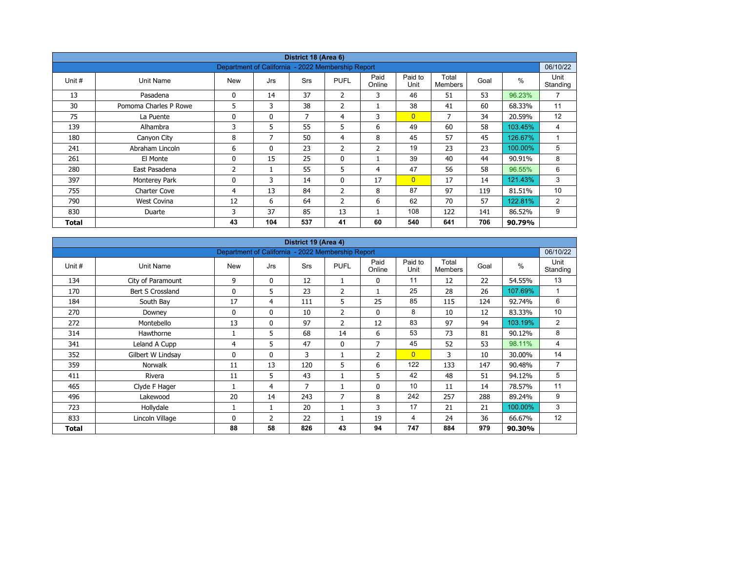| District 18 (Area 6) | | | | | | | | | | | |
|---|---|---|---|---|---|---|---|---|---|---|---|
| Department of California - 2022 Membership Report | | | | | | | | | | | 06/10/22 |
| Unit # | Unit Name | New | Jrs | Srs | PUFL | Paid Online | Paid to Unit | Total Members | Goal | % | Unit Standing |
| 13 | Pasadena | 0 | 14 | 37 | 2 | 3 | 46 | 51 | 53 | 96.23% | 7 |
| 30 | Pomoma Charles P Rowe | 5 | 3 | 38 | 2 | 1 | 38 | 41 | 60 | 68.33% | 11 |
| 75 | La Puente | 0 | 0 | 7 | 4 | 3 | 0 | 7 | 34 | 20.59% | 12 |
| 139 | Alhambra | 3 | 5 | 55 | 5 | 6 | 49 | 60 | 58 | 103.45% | 4 |
| 180 | Canyon City | 8 | 7 | 50 | 4 | 8 | 45 | 57 | 45 | 126.67% | 1 |
| 241 | Abraham Lincoln | 6 | 0 | 23 | 2 | 2 | 19 | 23 | 23 | 100.00% | 5 |
| 261 | El Monte | 0 | 15 | 25 | 0 | 1 | 39 | 40 | 44 | 90.91% | 8 |
| 280 | East Pasadena | 2 | 1 | 55 | 5 | 4 | 47 | 56 | 58 | 96.55% | 6 |
| 397 | Monterey Park | 0 | 3 | 14 | 0 | 17 | 0 | 17 | 14 | 121.43% | 3 |
| 755 | Charter Cove | 4 | 13 | 84 | 2 | 8 | 87 | 97 | 119 | 81.51% | 10 |
| 790 | West Covina | 12 | 6 | 64 | 2 | 6 | 62 | 70 | 57 | 122.81% | 2 |
| 830 | Duarte | 3 | 37 | 85 | 13 | 1 | 108 | 122 | 141 | 86.52% | 9 |
| **Total** | | **43** | **104** | **537** | **41** | **60** | **540** | **641** | **706** | **90.79%** | |

| District 19 (Area 4) | | | | | | | | | | | |
|---|---|---|---|---|---|---|---|---|---|---|---|
| Department of California - 2022 Membership Report | | | | | | | | | | | 06/10/22 |
| Unit # | Unit Name | New | Jrs | Srs | PUFL | Paid Online | Paid to Unit | Total Members | Goal | % | Unit Standing |
| 134 | City of Paramount | 9 | 0 | 12 | 1 | 0 | 11 | 12 | 22 | 54.55% | 13 |
| 170 | Bert S Crossland | 0 | 5 | 23 | 2 | 1 | 25 | 28 | 26 | 107.69% | 1 |
| 184 | South Bay | 17 | 4 | 111 | 5 | 25 | 85 | 115 | 124 | 92.74% | 6 |
| 270 | Downey | 0 | 0 | 10 | 2 | 0 | 8 | 10 | 12 | 83.33% | 10 |
| 272 | Montebello | 13 | 0 | 97 | 2 | 12 | 83 | 97 | 94 | 103.19% | 2 |
| 314 | Hawthorne | 1 | 5 | 68 | 14 | 6 | 53 | 73 | 81 | 90.12% | 8 |
| 341 | Leland A Cupp | 4 | 5 | 47 | 0 | 7 | 45 | 52 | 53 | 98.11% | 4 |
| 352 | Gilbert W Lindsay | 0 | 0 | 3 | 1 | 2 | 0 | 3 | 10 | 30.00% | 14 |
| 359 | Norwalk | 11 | 13 | 120 | 5 | 6 | 122 | 133 | 147 | 90.48% | 7 |
| 411 | Rivera | 11 | 5 | 43 | 1 | 5 | 42 | 48 | 51 | 94.12% | 5 |
| 465 | Clyde F Hager | 1 | 4 | 7 | 1 | 0 | 10 | 11 | 14 | 78.57% | 11 |
| 496 | Lakewood | 20 | 14 | 243 | 7 | 8 | 242 | 257 | 288 | 89.24% | 9 |
| 723 | Hollydale | 1 | 1 | 20 | 1 | 3 | 17 | 21 | 21 | 100.00% | 3 |
| 833 | Lincoln Village | 0 | 2 | 22 | 1 | 19 | 4 | 24 | 36 | 66.67% | 12 |
| **Total** | | **88** | **58** | **826** | **43** | **94** | **747** | **884** | **979** | **90.30%** | |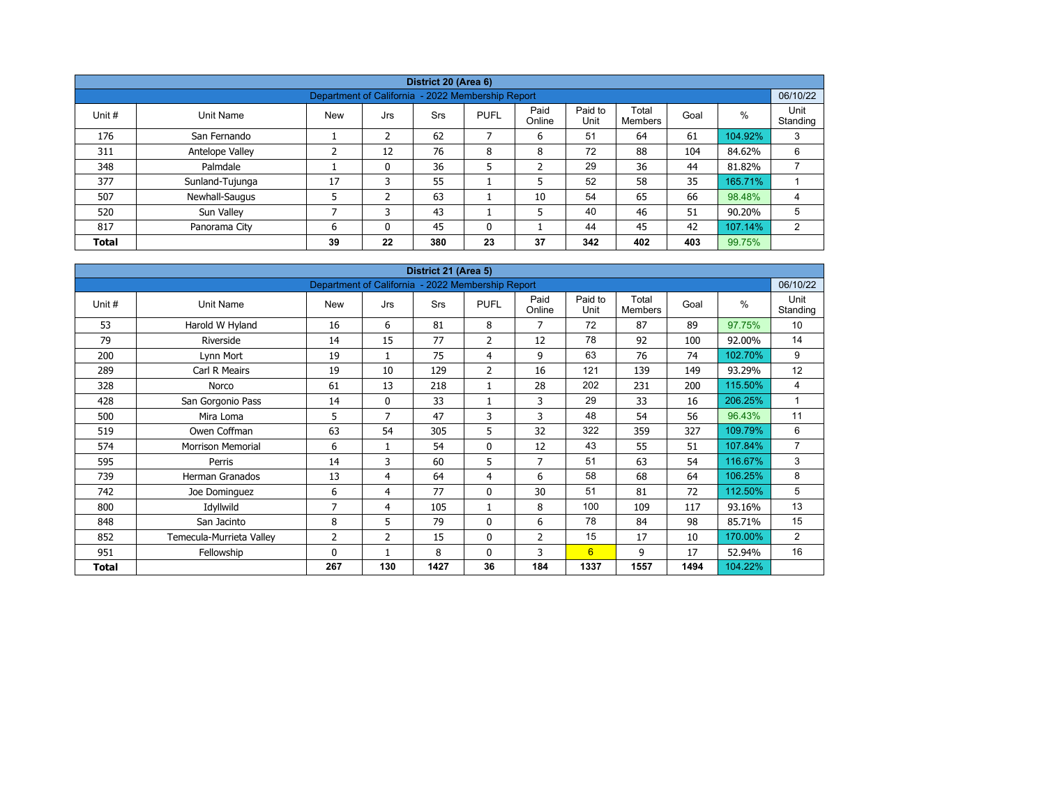| District 20 (Area 6) | | | | | | | | | | |
|---|---|---|---|---|---|---|---|---|---|---|
| Department of California - 2022 Membership Report | | | | | | | | | | 06/10/22 |
| Unit # | Unit Name | New | Jrs | Srs | PUFL | Paid Online | Paid to Unit | Total Members | Goal | % | Unit Standing |
| 176 | San Fernando | 1 | 2 | 62 | 7 | 6 | 51 | 64 | 61 | 104.92% | 3 |
| 311 | Antelope Valley | 2 | 12 | 76 | 8 | 8 | 72 | 88 | 104 | 84.62% | 6 |
| 348 | Palmdale | 1 | 0 | 36 | 5 | 2 | 29 | 36 | 44 | 81.82% | 7 |
| 377 | Sunland-Tujunga | 17 | 3 | 55 | 1 | 5 | 52 | 58 | 35 | 165.71% | 1 |
| 507 | Newhall-Saugus | 5 | 2 | 63 | 1 | 10 | 54 | 65 | 66 | 98.48% | 4 |
| 520 | Sun Valley | 7 | 3 | 43 | 1 | 5 | 40 | 46 | 51 | 90.20% | 5 |
| 817 | Panorama City | 6 | 0 | 45 | 0 | 1 | 44 | 45 | 42 | 107.14% | 2 |
| **Total** | | **39** | **22** | **380** | **23** | **37** | **342** | **402** | **403** | 99.75% | |

| District 21 (Area 5) | | | | | | | | | | | |
|---|---|---|---|---|---|---|---|---|---|---|---|
| Department of California - 2022 Membership Report | | | | | | | | | | | 06/10/22 |
| Unit # | Unit Name | New | Jrs | Srs | PUFL | Paid Online | Paid to Unit | Total Members | Goal | % | Unit Standing |
| 53 | Harold W Hyland | 16 | 6 | 81 | 8 | 7 | 72 | 87 | 89 | 97.75% | 10 |
| 79 | Riverside | 14 | 15 | 77 | 2 | 12 | 78 | 92 | 100 | 92.00% | 14 |
| 200 | Lynn Mort | 19 | 1 | 75 | 4 | 9 | 63 | 76 | 74 | 102.70% | 9 |
| 289 | Carl R Meairs | 19 | 10 | 129 | 2 | 16 | 121 | 139 | 149 | 93.29% | 12 |
| 328 | Norco | 61 | 13 | 218 | 1 | 28 | 202 | 231 | 200 | 115.50% | 4 |
| 428 | San Gorgonio Pass | 14 | 0 | 33 | 1 | 3 | 29 | 33 | 16 | 206.25% | 1 |
| 500 | Mira Loma | 5 | 7 | 47 | 3 | 3 | 48 | 54 | 56 | 96.43% | 11 |
| 519 | Owen Coffman | 63 | 54 | 305 | 5 | 32 | 322 | 359 | 327 | 109.79% | 6 |
| 574 | Morrison Memorial | 6 | 1 | 54 | 0 | 12 | 43 | 55 | 51 | 107.84% | 7 |
| 595 | Perris | 14 | 3 | 60 | 5 | 7 | 51 | 63 | 54 | 116.67% | 3 |
| 739 | Herman Granados | 13 | 4 | 64 | 4 | 6 | 58 | 68 | 64 | 106.25% | 8 |
| 742 | Joe Dominguez | 6 | 4 | 77 | 0 | 30 | 51 | 81 | 72 | 112.50% | 5 |
| 800 | Idyllwild | 7 | 4 | 105 | 1 | 8 | 100 | 109 | 117 | 93.16% | 13 |
| 848 | San Jacinto | 8 | 5 | 79 | 0 | 6 | 78 | 84 | 98 | 85.71% | 15 |
| 852 | Temecula-Murrieta Valley | 2 | 2 | 15 | 0 | 2 | 15 | 17 | 10 | 170.00% | 2 |
| 951 | Fellowship | 0 | 1 | 8 | 0 | 3 | 6 | 9 | 17 | 52.94% | 16 |
| **Total** | | **267** | **130** | **1427** | **36** | **184** | **1337** | **1557** | **1494** | 104.22% | |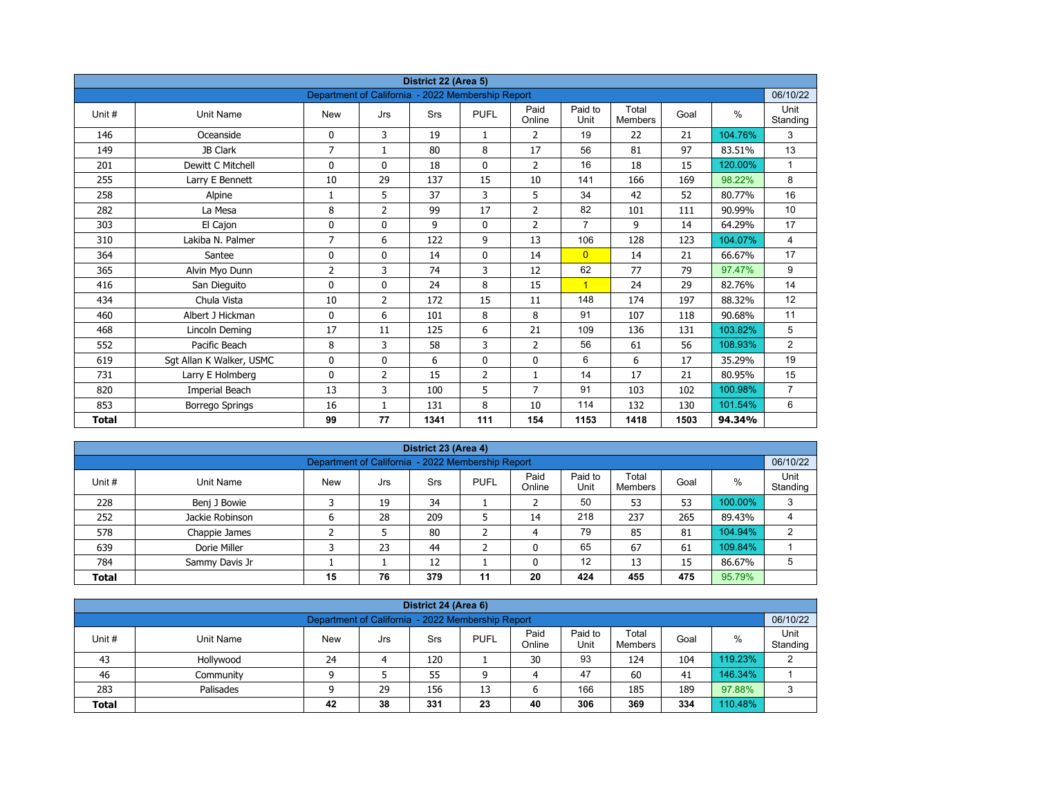| District 22 (Area 5) | | | | | | | | | | | |
|---|---|---|---|---|---|---|---|---|---|---|---|
| Department of California - 2022 Membership Report | | | | | | | | | | | 06/10/22 |
| Unit # | Unit Name | New | Jrs | Srs | PUFL | Paid Online | Paid to Unit | Total Members | Goal | % | Unit Standing |
| 146 | Oceanside | 0 | 3 | 19 | 1 | 2 | 19 | 22 | 21 | 104.76% | 3 |
| 149 | JB Clark | 7 | 1 | 80 | 8 | 17 | 56 | 81 | 97 | 83.51% | 13 |
| 201 | Dewitt C Mitchell | 0 | 0 | 18 | 0 | 2 | 16 | 18 | 15 | 120.00% | 1 |
| 255 | Larry E Bennett | 10 | 29 | 137 | 15 | 10 | 141 | 166 | 169 | 98.22% | 8 |
| 258 | Alpine | 1 | 5 | 37 | 3 | 5 | 34 | 42 | 52 | 80.77% | 16 |
| 282 | La Mesa | 8 | 2 | 99 | 17 | 2 | 82 | 101 | 111 | 90.99% | 10 |
| 303 | El Cajon | 0 | 0 | 9 | 0 | 2 | 7 | 9 | 14 | 64.29% | 17 |
| 310 | Lakiba N. Palmer | 7 | 6 | 122 | 9 | 13 | 106 | 128 | 123 | 104.07% | 4 |
| 364 | Santee | 0 | 0 | 14 | 0 | 14 | 0 | 14 | 21 | 66.67% | 17 |
| 365 | Alvin Myo Dunn | 2 | 3 | 74 | 3 | 12 | 62 | 77 | 79 | 97.47% | 9 |
| 416 | San Dieguito | 0 | 0 | 24 | 8 | 15 | 1 | 24 | 29 | 82.76% | 14 |
| 434 | Chula Vista | 10 | 2 | 172 | 15 | 11 | 148 | 174 | 197 | 88.32% | 12 |
| 460 | Albert J Hickman | 0 | 6 | 101 | 8 | 8 | 91 | 107 | 118 | 90.68% | 11 |
| 468 | Lincoln Deming | 17 | 11 | 125 | 6 | 21 | 109 | 136 | 131 | 103.82% | 5 |
| 552 | Pacific Beach | 8 | 3 | 58 | 3 | 2 | 56 | 61 | 56 | 108.93% | 2 |
| 619 | Sgt Allan K Walker, USMC | 0 | 0 | 6 | 0 | 0 | 6 | 6 | 17 | 35.29% | 19 |
| 731 | Larry E Holmberg | 0 | 2 | 15 | 2 | 1 | 14 | 17 | 21 | 80.95% | 15 |
| 820 | Imperial Beach | 13 | 3 | 100 | 5 | 7 | 91 | 103 | 102 | 100.98% | 7 |
| 853 | Borrego Springs | 16 | 1 | 131 | 8 | 10 | 114 | 132 | 130 | 101.54% | 6 |
| **Total** | | **99** | **77** | **1341** | **111** | **154** | **1153** | **1418** | **1503** | **94.34%** | |

| District 23 (Area 4) | | | | | | | | | | | |
|---|---|---|---|---|---|---|---|---|---|---|---|
| Department of California - 2022 Membership Report | | | | | | | | | | | 06/10/22 |
| Unit # | Unit Name | New | Jrs | Srs | PUFL | Paid Online | Paid to Unit | Total Members | Goal | % | Unit Standing |
| 228 | Benj J Bowie | 3 | 19 | 34 | 1 | 2 | 50 | 53 | 53 | 100.00% | 3 |
| 252 | Jackie Robinson | 6 | 28 | 209 | 5 | 14 | 218 | 237 | 265 | 89.43% | 4 |
| 578 | Chappie James | 2 | 5 | 80 | 2 | 4 | 79 | 85 | 81 | 104.94% | 2 |
| 639 | Dorie Miller | 3 | 23 | 44 | 2 | 0 | 65 | 67 | 61 | 109.84% | 1 |
| 784 | Sammy Davis Jr | 1 | 1 | 12 | 1 | 0 | 12 | 13 | 15 | 86.67% | 5 |
| **Total** | | **15** | **76** | **379** | **11** | **20** | **424** | **455** | **475** | 95.79% | |

| District 24 (Area 6) | | | | | | | | | | | |
|---|---|---|---|---|---|---|---|---|---|---|---|
| Department of California - 2022 Membership Report | | | | | | | | | | | 06/10/22 |
| Unit # | Unit Name | New | Jrs | Srs | PUFL | Paid Online | Paid to Unit | Total Members | Goal | % | Unit Standing |
| 43 | Hollywood | 24 | 4 | 120 | 1 | 30 | 93 | 124 | 104 | 119.23% | 2 |
| 46 | Community | 9 | 5 | 55 | 9 | 4 | 47 | 60 | 41 | 146.34% | 1 |
| 283 | Palisades | 9 | 29 | 156 | 13 | 6 | 166 | 185 | 189 | 97.88% | 3 |
| **Total** | | **42** | **38** | **331** | **23** | **40** | **306** | **369** | **334** | 110.48% | |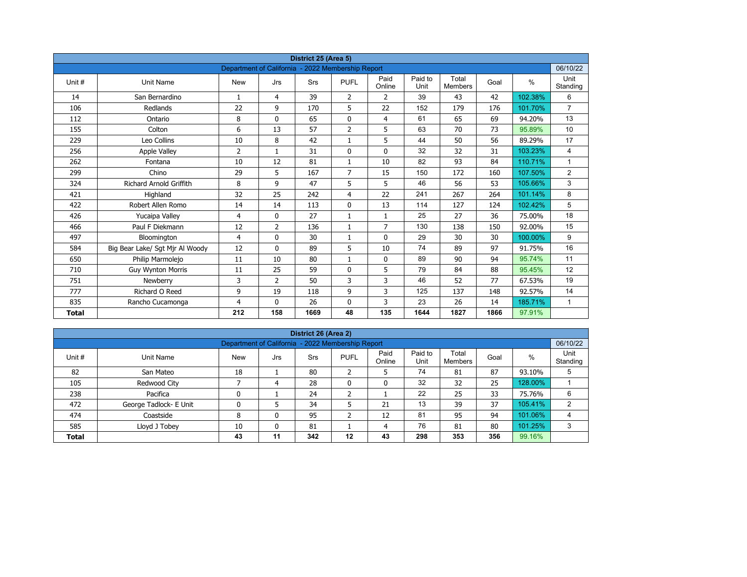| District 25 (Area 5) | | | | | | | | | | | |
|---|---|---|---|---|---|---|---|---|---|---|---|
| Department of California - 2022 Membership Report | | | | | | | | | | | 06/10/22 |
| Unit # | Unit Name | New | Jrs | Srs | PUFL | Paid Online | Paid to Unit | Total Members | Goal | % | Unit Standing |
| 14 | San Bernardino | 1 | 4 | 39 | 2 | 2 | 39 | 43 | 42 | 102.38% | 6 |
| 106 | Redlands | 22 | 9 | 170 | 5 | 22 | 152 | 179 | 176 | 101.70% | 7 |
| 112 | Ontario | 8 | 0 | 65 | 0 | 4 | 61 | 65 | 69 | 94.20% | 13 |
| 155 | Colton | 6 | 13 | 57 | 2 | 5 | 63 | 70 | 73 | 95.89% | 10 |
| 229 | Leo Collins | 10 | 8 | 42 | 1 | 5 | 44 | 50 | 56 | 89.29% | 17 |
| 256 | Apple Valley | 2 | 1 | 31 | 0 | 0 | 32 | 32 | 31 | 103.23% | 4 |
| 262 | Fontana | 10 | 12 | 81 | 1 | 10 | 82 | 93 | 84 | 110.71% | 1 |
| 299 | Chino | 29 | 5 | 167 | 7 | 15 | 150 | 172 | 160 | 107.50% | 2 |
| 324 | Richard Arnold Griffith | 8 | 9 | 47 | 5 | 5 | 46 | 56 | 53 | 105.66% | 3 |
| 421 | Highland | 32 | 25 | 242 | 4 | 22 | 241 | 267 | 264 | 101.14% | 8 |
| 422 | Robert Allen Romo | 14 | 14 | 113 | 0 | 13 | 114 | 127 | 124 | 102.42% | 5 |
| 426 | Yucaipa Valley | 4 | 0 | 27 | 1 | 1 | 25 | 27 | 36 | 75.00% | 18 |
| 466 | Paul F Diekmann | 12 | 2 | 136 | 1 | 7 | 130 | 138 | 150 | 92.00% | 15 |
| 497 | Bloomington | 4 | 0 | 30 | 1 | 0 | 29 | 30 | 30 | 100.00% | 9 |
| 584 | Big Bear Lake/ Sgt Mjr Al Woody | 12 | 0 | 89 | 5 | 10 | 74 | 89 | 97 | 91.75% | 16 |
| 650 | Philip Marmolejo | 11 | 10 | 80 | 1 | 0 | 89 | 90 | 94 | 95.74% | 11 |
| 710 | Guy Wynton Morris | 11 | 25 | 59 | 0 | 5 | 79 | 84 | 88 | 95.45% | 12 |
| 751 | Newberry | 3 | 2 | 50 | 3 | 3 | 46 | 52 | 77 | 67.53% | 19 |
| 777 | Richard O Reed | 9 | 19 | 118 | 9 | 3 | 125 | 137 | 148 | 92.57% | 14 |
| 835 | Rancho Cucamonga | 4 | 0 | 26 | 0 | 3 | 23 | 26 | 14 | 185.71% | 1 |
| **Total** | | **212** | **158** | **1669** | **48** | **135** | **1644** | **1827** | **1866** | 97.91% | |

| District 26 (Area 2) | | | | | | | | | | | |
|---|---|---|---|---|---|---|---|---|---|---|---|
| Department of California - 2022 Membership Report | | | | | | | | | | | 06/10/22 |
| Unit # | Unit Name | New | Jrs | Srs | PUFL | Paid Online | Paid to Unit | Total Members | Goal | % | Unit Standing |
| 82 | San Mateo | 18 | 1 | 80 | 2 | 5 | 74 | 81 | 87 | 93.10% | 5 |
| 105 | Redwood City | 7 | 4 | 28 | 0 | 0 | 32 | 32 | 25 | 128.00% | 1 |
| 238 | Pacifica | 0 | 1 | 24 | 2 | 1 | 22 | 25 | 33 | 75.76% | 6 |
| 472 | George Tadlock- E Unit | 0 | 5 | 34 | 5 | 21 | 13 | 39 | 37 | 105.41% | 2 |
| 474 | Coastside | 8 | 0 | 95 | 2 | 12 | 81 | 95 | 94 | 101.06% | 4 |
| 585 | Lloyd J Tobey | 10 | 0 | 81 | 1 | 4 | 76 | 81 | 80 | 101.25% | 3 |
| **Total** | | **43** | **11** | **342** | **12** | **43** | **298** | **353** | **356** | 99.16% | |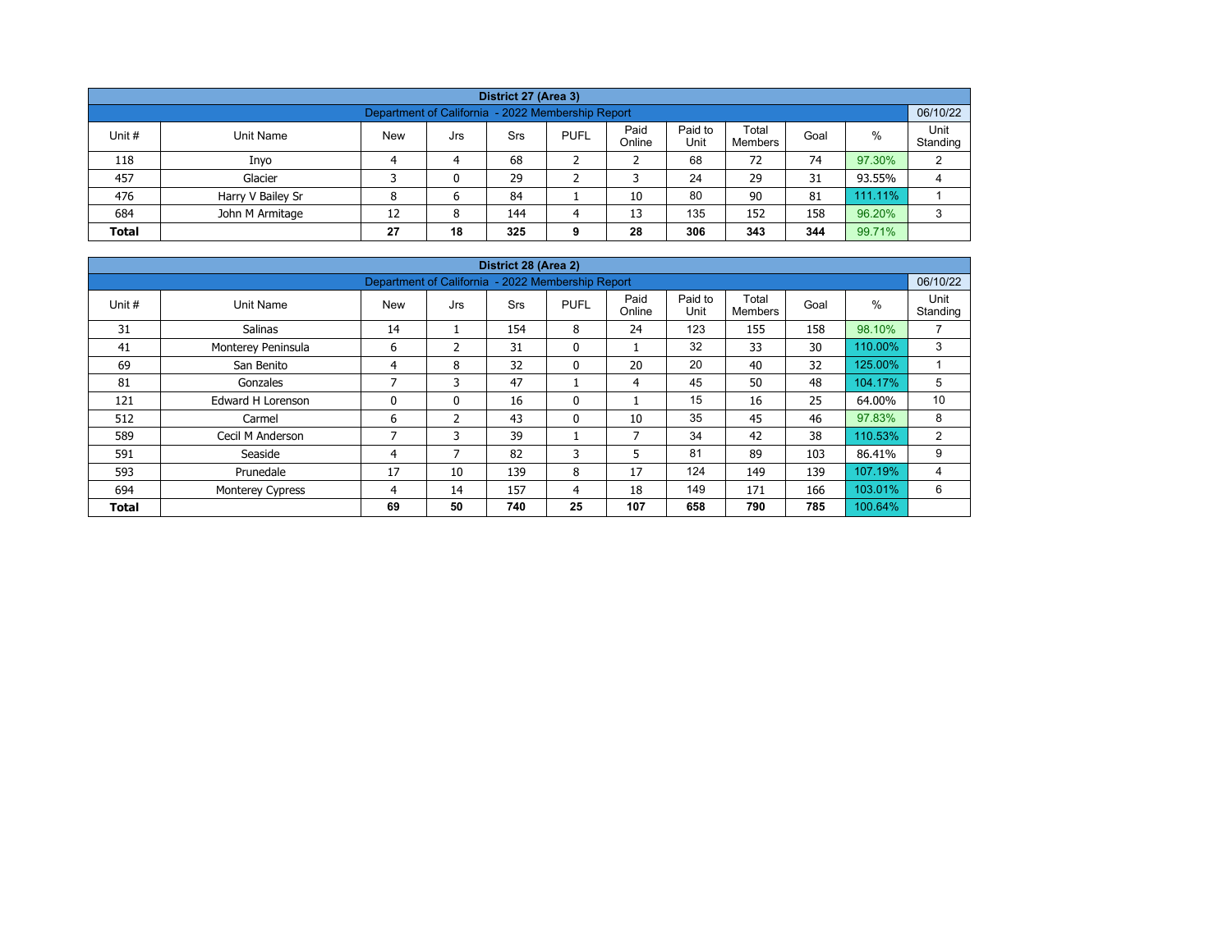| District 27 (Area 3) | | | | | | | | | | |
|---|---|---|---|---|---|---|---|---|---|---|
| Department of California - 2022 Membership Report | | | | | | | | | | 06/10/22 |
| Unit # | Unit Name | New | Jrs | Srs | PUFL | Paid Online | Paid to Unit | Total Members | Goal | % | Unit Standing |
| 118 | Inyo | 4 | 4 | 68 | 2 | 2 | 68 | 72 | 74 | 97.30% | 2 |
| 457 | Glacier | 3 | 0 | 29 | 2 | 3 | 24 | 29 | 31 | 93.55% | 4 |
| 476 | Harry V Bailey Sr | 8 | 6 | 84 | 1 | 10 | 80 | 90 | 81 | 111.11% | 1 |
| 684 | John M Armitage | 12 | 8 | 144 | 4 | 13 | 135 | 152 | 158 | 96.20% | 3 |
| **Total** | | **27** | **18** | **325** | **9** | **28** | **306** | **343** | **344** | **99.71%** | |

| District 28 (Area 2) | | | | | | | | | | | |
|---|---|---|---|---|---|---|---|---|---|---|---|
| Department of California - 2022 Membership Report | | | | | | | | | | | 06/10/22 |
| Unit # | Unit Name | New | Jrs | Srs | PUFL | Paid Online | Paid to Unit | Total Members | Goal | % | Unit Standing |
| 31 | Salinas | 14 | 1 | 154 | 8 | 24 | 123 | 155 | 158 | 98.10% | 7 |
| 41 | Monterey Peninsula | 6 | 2 | 31 | 0 | 1 | 32 | 33 | 30 | 110.00% | 3 |
| 69 | San Benito | 4 | 8 | 32 | 0 | 20 | 20 | 40 | 32 | 125.00% | 1 |
| 81 | Gonzales | 7 | 3 | 47 | 1 | 4 | 45 | 50 | 48 | 104.17% | 5 |
| 121 | Edward H Lorenson | 0 | 0 | 16 | 0 | 1 | 15 | 16 | 25 | 64.00% | 10 |
| 512 | Carmel | 6 | 2 | 43 | 0 | 10 | 35 | 45 | 46 | 97.83% | 8 |
| 589 | Cecil M Anderson | 7 | 3 | 39 | 1 | 7 | 34 | 42 | 38 | 110.53% | 2 |
| 591 | Seaside | 4 | 7 | 82 | 3 | 5 | 81 | 89 | 103 | 86.41% | 9 |
| 593 | Prunedale | 17 | 10 | 139 | 8 | 17 | 124 | 149 | 139 | 107.19% | 4 |
| 694 | Monterey Cypress | 4 | 14 | 157 | 4 | 18 | 149 | 171 | 166 | 103.01% | 6 |
| **Total** | | **69** | **50** | **740** | **25** | **107** | **658** | **790** | **785** | **100.64%** | |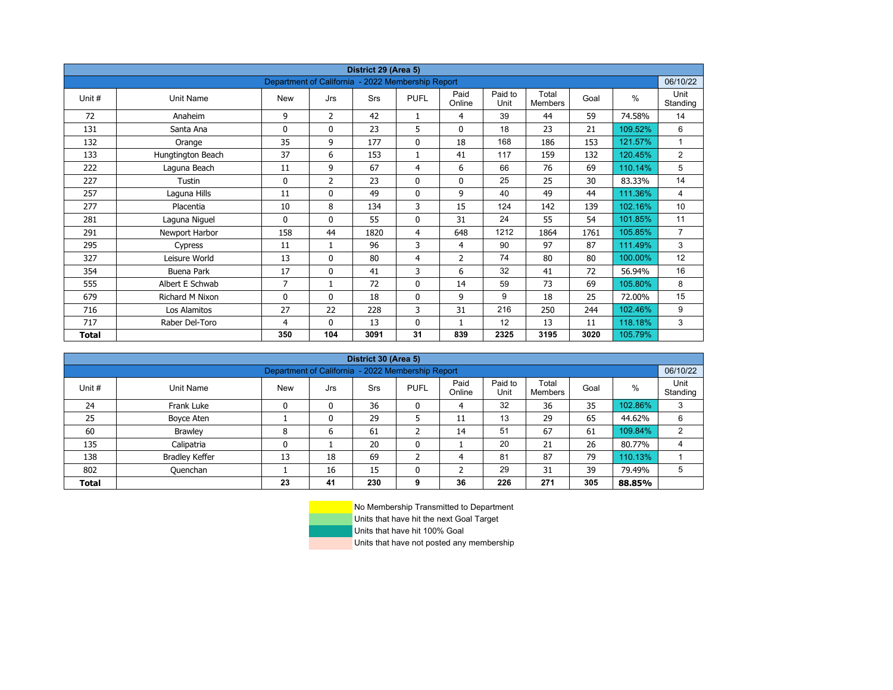| District 29 (Area 5) | | | | | | | | | | | |
|---|---|---|---|---|---|---|---|---|---|---|---|
| Department of California - 2022 Membership Report | | | | | | | | | | | 06/10/22 |
| Unit # | Unit Name | New | Jrs | Srs | PUFL | Paid Online | Paid to Unit | Total Members | Goal | % | Unit Standing |
| 72 | Anaheim | 9 | 2 | 42 | 1 | 4 | 39 | 44 | 59 | 74.58% | 14 |
| 131 | Santa Ana | 0 | 0 | 23 | 5 | 0 | 18 | 23 | 21 | 109.52% | 6 |
| 132 | Orange | 35 | 9 | 177 | 0 | 18 | 168 | 186 | 153 | 121.57% | 1 |
| 133 | Hungtington Beach | 37 | 6 | 153 | 1 | 41 | 117 | 159 | 132 | 120.45% | 2 |
| 222 | Laguna Beach | 11 | 9 | 67 | 4 | 6 | 66 | 76 | 69 | 110.14% | 5 |
| 227 | Tustin | 0 | 2 | 23 | 0 | 0 | 25 | 25 | 30 | 83.33% | 14 |
| 257 | Laguna Hills | 11 | 0 | 49 | 0 | 9 | 40 | 49 | 44 | 111.36% | 4 |
| 277 | Placentia | 10 | 8 | 134 | 3 | 15 | 124 | 142 | 139 | 102.16% | 10 |
| 281 | Laguna Niguel | 0 | 0 | 55 | 0 | 31 | 24 | 55 | 54 | 101.85% | 11 |
| 291 | Newport Harbor | 158 | 44 | 1820 | 4 | 648 | 1212 | 1864 | 1761 | 105.85% | 7 |
| 295 | Cypress | 11 | 1 | 96 | 3 | 4 | 90 | 97 | 87 | 111.49% | 3 |
| 327 | Leisure World | 13 | 0 | 80 | 4 | 2 | 74 | 80 | 80 | 100.00% | 12 |
| 354 | Buena Park | 17 | 0 | 41 | 3 | 6 | 32 | 41 | 72 | 56.94% | 16 |
| 555 | Albert E Schwab | 7 | 1 | 72 | 0 | 14 | 59 | 73 | 69 | 105.80% | 8 |
| 679 | Richard M Nixon | 0 | 0 | 18 | 0 | 9 | 9 | 18 | 25 | 72.00% | 15 |
| 716 | Los Alamitos | 27 | 22 | 228 | 3 | 31 | 216 | 250 | 244 | 102.46% | 9 |
| 717 | Raber Del-Toro | 4 | 0 | 13 | 0 | 1 | 12 | 13 | 11 | 118.18% | 3 |
| **Total** | | **350** | **104** | **3091** | **31** | **839** | **2325** | **3195** | **3020** | 105.79% | |

| District 30 (Area 5) | | | | | | | | | | | |
|---|---|---|---|---|---|---|---|---|---|---|---|
| Department of California - 2022 Membership Report | | | | | | | | | | | 06/10/22 |
| Unit # | Unit Name | New | Jrs | Srs | PUFL | Paid Online | Paid to Unit | Total Members | Goal | % | Unit Standing |
| 24 | Frank Luke | 0 | 0 | 36 | 0 | 4 | 32 | 36 | 35 | 102.86% | 3 |
| 25 | Boyce Aten | 1 | 0 | 29 | 5 | 11 | 13 | 29 | 65 | 44.62% | 6 |
| 60 | Brawley | 8 | 6 | 61 | 2 | 14 | 51 | 67 | 61 | 109.84% | 2 |
| 135 | Calipatria | 0 | 1 | 20 | 0 | 1 | 20 | 21 | 26 | 80.77% | 4 |
| 138 | Bradley Keffer | 13 | 18 | 69 | 2 | 4 | 81 | 87 | 79 | 110.13% | 1 |
| 802 | Quenchan | 1 | 16 | 15 | 0 | 2 | 29 | 31 | 39 | 79.49% | 5 |
| **Total** | | **23** | **41** | **230** | **9** | **36** | **226** | **271** | **305** | **88.85%** | |

No Membership Transmitted to Department

Units that have hit the next Goal Target

Units that have hit 100% Goal

Units that have not posted any membership